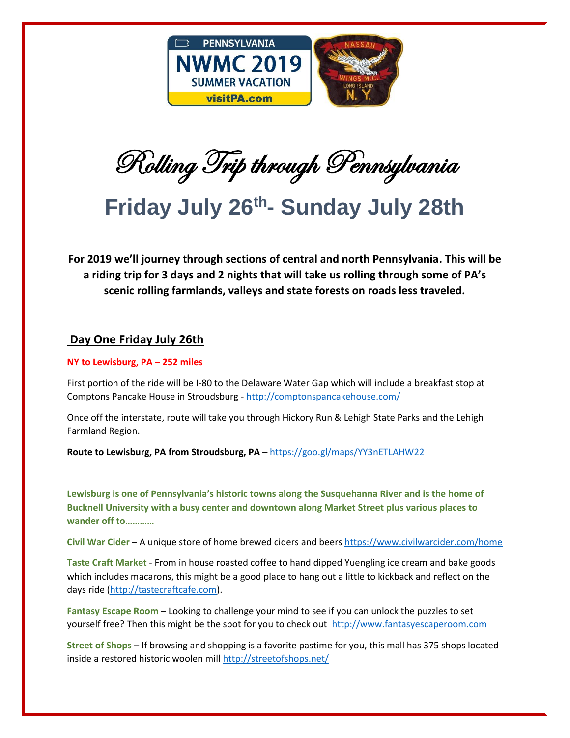PENNSYLVANIA
NWMC 2019
SUMMER VACATION
visitPA.com

NASSAU WINGS M.C. LONG ISLAND N.Y.

# *Rolling Trip through Pennsylvania*

## Friday July 26th- Sunday July 28th

**For 2019 we'll journey through sections of central and north Pennsylvania. This will be a riding trip for 3 days and 2 nights that will take us rolling through some of PA's scenic rolling farmlands, valleys and state forests on roads less traveled.**

### Day One Friday July 26th

**NY to Lewisburg, PA – 252 miles**

First portion of the ride will be I-80 to the Delaware Water Gap which will include a breakfast stop at Comptons Pancake House in Stroudsburg - http://comptonspancakehouse.com/

Once off the interstate, route will take you through Hickory Run & Lehigh State Parks and the Lehigh Farmland Region.

**Route to Lewisburg, PA from Stroudsburg, PA** – https://goo.gl/maps/YY3nETLAHW22

**Lewisburg is one of Pennsylvania's historic towns along the Susquehanna River and is the home of Bucknell University with a busy center and downtown along Market Street plus various places to wander off to…………**

**Civil War Cider** – A unique store of home brewed ciders and beers https://www.civilwarcider.com/home

**Taste Craft Market** - From in house roasted coffee to hand dipped Yuengling ice cream and bake goods which includes macarons, this might be a good place to hang out a little to kickback and reflect on the days ride (http://tastecraftcafe.com).

**Fantasy Escape Room** – Looking to challenge your mind to see if you can unlock the puzzles to set yourself free? Then this might be the spot for you to check out http://www.fantasyescaperoom.com

**Street of Shops** – If browsing and shopping is a favorite pastime for you, this mall has 375 shops located inside a restored historic woolen mill http://streetofshops.net/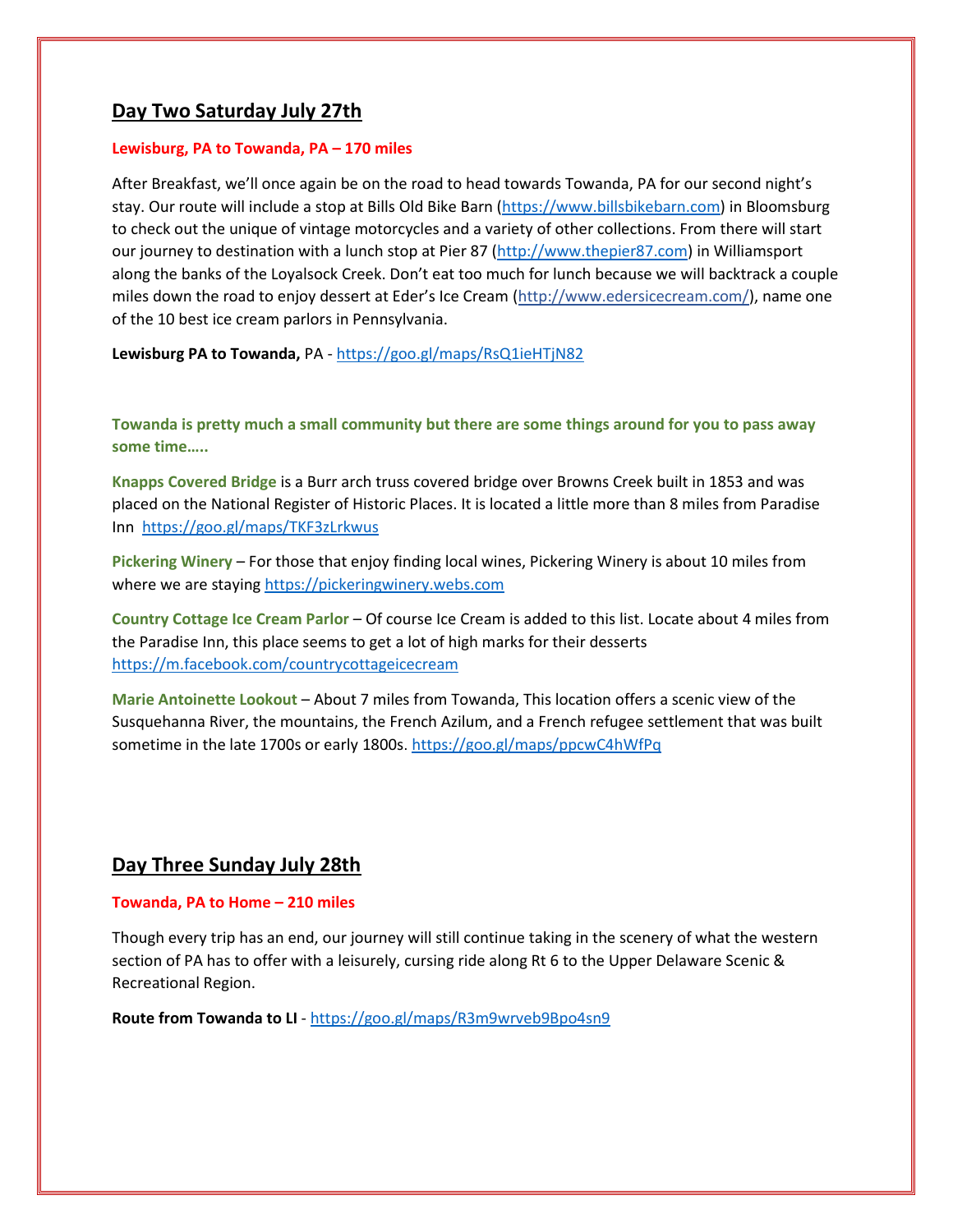## Day Two Saturday July 27th

**Lewisburg, PA to Towanda, PA – 170 miles**

After Breakfast, we'll once again be on the road to head towards Towanda, PA for our second night's stay. Our route will include a stop at Bills Old Bike Barn (https://www.billsbikebarn.com) in Bloomsburg to check out the unique of vintage motorcycles and a variety of other collections. From there will start our journey to destination with a lunch stop at Pier 87 (http://www.thepier87.com) in Williamsport along the banks of the Loyalsock Creek. Don't eat too much for lunch because we will backtrack a couple miles down the road to enjoy dessert at Eder's Ice Cream (http://www.edersicecream.com/), name one of the 10 best ice cream parlors in Pennsylvania.

**Lewisburg PA to Towanda,** PA - https://goo.gl/maps/RsQ1ieHTjN82

**Towanda is pretty much a small community but there are some things around for you to pass away some time…..**

**Knapps Covered Bridge** is a Burr arch truss covered bridge over Browns Creek built in 1853 and was placed on the National Register of Historic Places. It is located a little more than 8 miles from Paradise Inn https://goo.gl/maps/TKF3zLrkwus

**Pickering Winery** – For those that enjoy finding local wines, Pickering Winery is about 10 miles from where we are staying https://pickeringwinery.webs.com

**Country Cottage Ice Cream Parlor** – Of course Ice Cream is added to this list. Locate about 4 miles from the Paradise Inn, this place seems to get a lot of high marks for their desserts https://m.facebook.com/countrycottageicecream

**Marie Antoinette Lookout** – About 7 miles from Towanda, This location offers a scenic view of the Susquehanna River, the mountains, the French Azilum, and a French refugee settlement that was built sometime in the late 1700s or early 1800s. https://goo.gl/maps/ppcwC4hWfPq

## Day Three Sunday July 28th

**Towanda, PA to Home – 210 miles**

Though every trip has an end, our journey will still continue taking in the scenery of what the western section of PA has to offer with a leisurely, cursing ride along Rt 6 to the Upper Delaware Scenic & Recreational Region.

**Route from Towanda to LI** - https://goo.gl/maps/R3m9wrveb9Bpo4sn9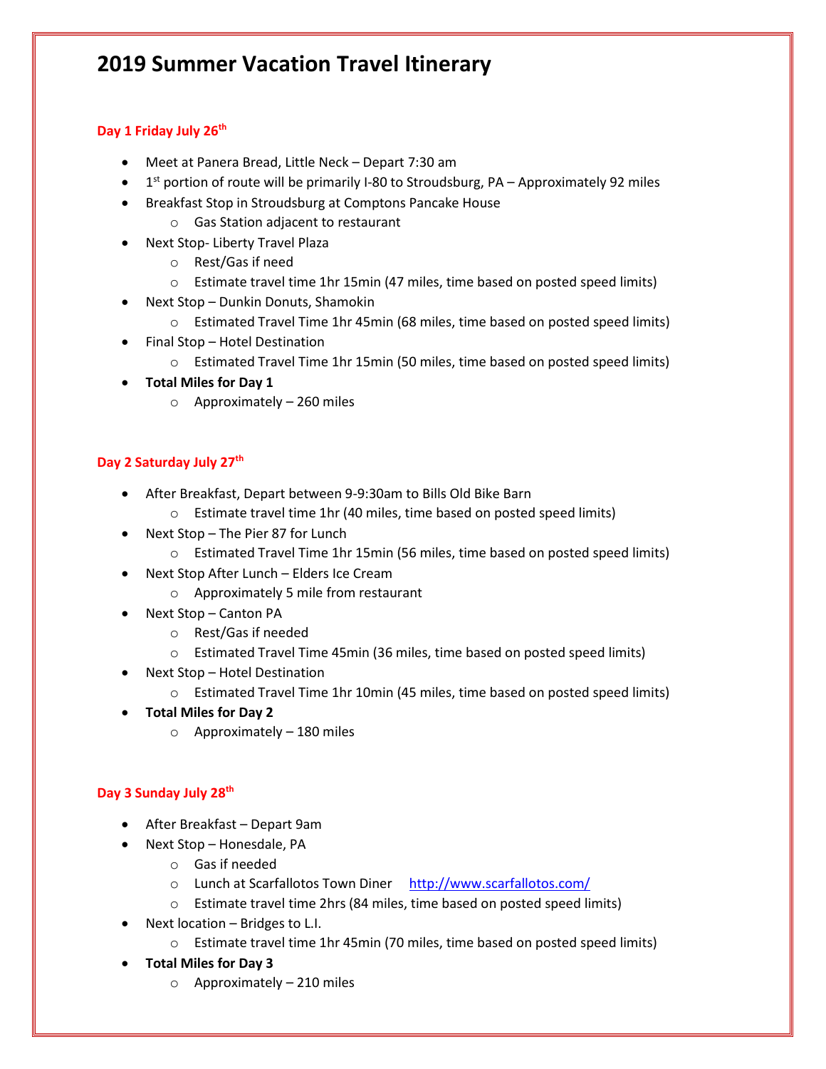# 2019 Summer Vacation Travel Itinerary

### Day 1 Friday July 26th

- Meet at Panera Bread, Little Neck – Depart 7:30 am
- 1st portion of route will be primarily I-80 to Stroudsburg, PA – Approximately 92 miles
- Breakfast Stop in Stroudsburg at Comptons Pancake House
    - Gas Station adjacent to restaurant
- Next Stop- Liberty Travel Plaza
    - Rest/Gas if need
    - Estimate travel time 1hr 15min (47 miles, time based on posted speed limits)
- Next Stop – Dunkin Donuts, Shamokin
    - Estimated Travel Time 1hr 45min (68 miles, time based on posted speed limits)
- Final Stop – Hotel Destination
    - Estimated Travel Time 1hr 15min (50 miles, time based on posted speed limits)
- **Total Miles for Day 1**
    - Approximately – 260 miles

### Day 2 Saturday July 27th

- After Breakfast, Depart between 9-9:30am to Bills Old Bike Barn
    - Estimate travel time 1hr (40 miles, time based on posted speed limits)
- Next Stop – The Pier 87 for Lunch
    - Estimated Travel Time 1hr 15min (56 miles, time based on posted speed limits)
- Next Stop After Lunch – Elders Ice Cream
    - Approximately 5 mile from restaurant
- Next Stop – Canton PA
    - Rest/Gas if needed
    - Estimated Travel Time 45min (36 miles, time based on posted speed limits)
- Next Stop – Hotel Destination
    - Estimated Travel Time 1hr 10min (45 miles, time based on posted speed limits)
- **Total Miles for Day 2**
    - Approximately – 180 miles

### Day 3 Sunday July 28th

- After Breakfast – Depart 9am
- Next Stop – Honesdale, PA
    - Gas if needed
    - Lunch at Scarfallotos Town Diner [http://www.scarfallotos.com/](http://www.scarfallotos.com/)
    - Estimate travel time 2hrs (84 miles, time based on posted speed limits)
- Next location – Bridges to L.I.
    - Estimate travel time 1hr 45min (70 miles, time based on posted speed limits)
- **Total Miles for Day 3**
    - Approximately – 210 miles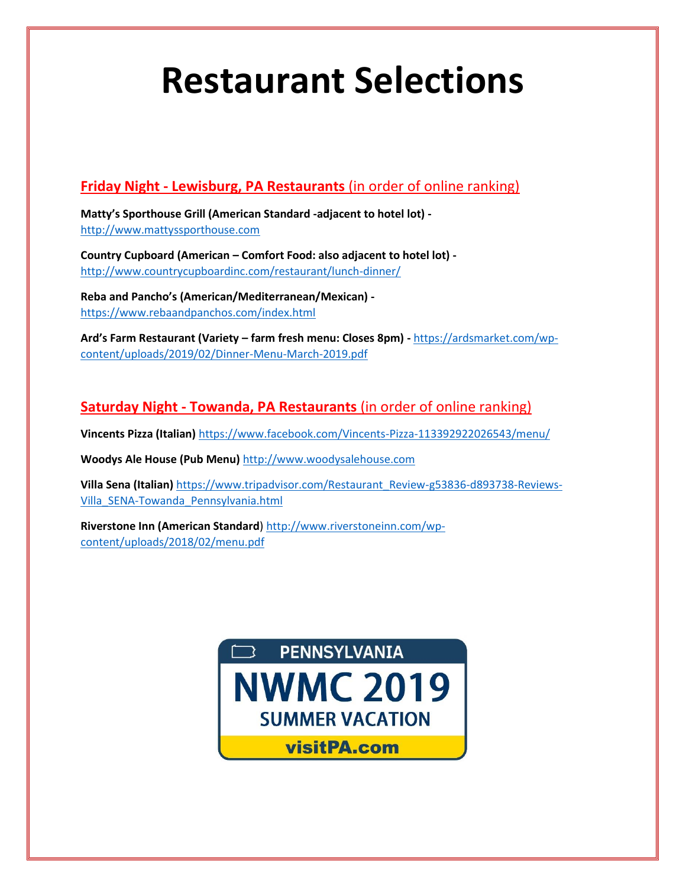# Restaurant Selections

## Friday Night - Lewisburg, PA Restaurants (in order of online ranking)

**Matty's Sporthouse Grill (American Standard -adjacent to hotel lot) -** http://www.mattyssporthouse.com

**Country Cupboard (American – Comfort Food: also adjacent to hotel lot) -** http://www.countrycupboardinc.com/restaurant/lunch-dinner/

**Reba and Pancho's (American/Mediterranean/Mexican) -** https://www.rebaandpanchos.com/index.html

**Ard's Farm Restaurant (Variety – farm fresh menu: Closes 8pm) -** https://ardsmarket.com/wp-content/uploads/2019/02/Dinner-Menu-March-2019.pdf

## Saturday Night - Towanda, PA Restaurants (in order of online ranking)

**Vincents Pizza (Italian)** https://www.facebook.com/Vincents-Pizza-113392922026543/menu/

**Woodys Ale House (Pub Menu)** http://www.woodysalehouse.com

**Villa Sena (Italian)** https://www.tripadvisor.com/Restaurant_Review-g53836-d893738-Reviews-Villa_SENA-Towanda_Pennsylvania.html

**Riverstone Inn (American Standard)** http://www.riverstoneinn.com/wp-content/uploads/2018/02/menu.pdf

PENNSYLVANIA
NWMC 2019
SUMMER VACATION
visitPA.com